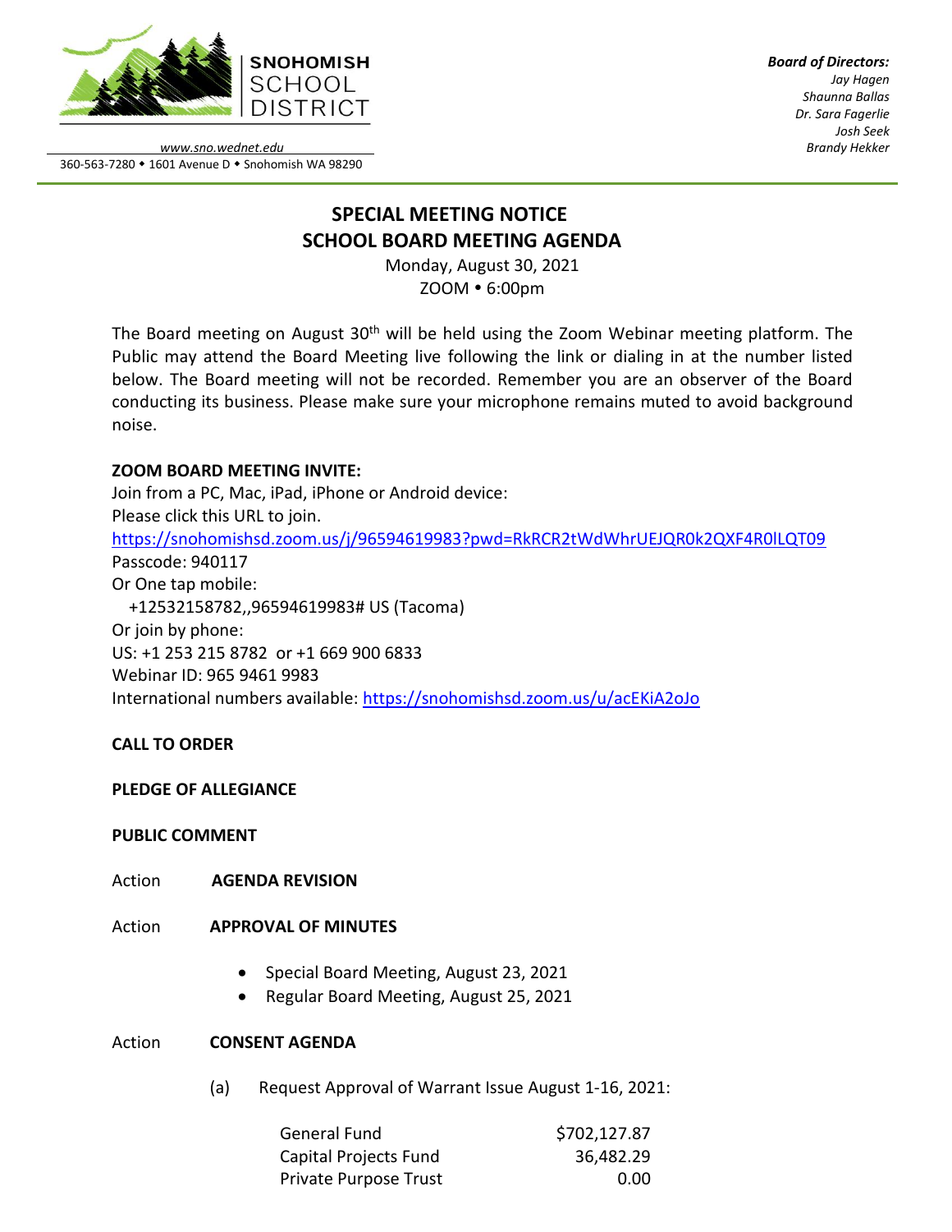**SNOHOMISH SCHOOL DISTRICT**

www.sno.wednet.edu

360-563-7280 • 1601 Avenue D • Snohomish WA 98290

***Board of Directors:***
*Jay Hagen*
*Shaunna Ballas*
*Dr. Sara Fagerlie*
*Josh Seek*
*Brandy Hekker*

# SPECIAL MEETING NOTICE
# SCHOOL BOARD MEETING AGENDA

Monday, August 30, 2021
ZOOM • 6:00pm

The Board meeting on August 30th will be held using the Zoom Webinar meeting platform. The Public may attend the Board Meeting live following the link or dialing in at the number listed below. The Board meeting will not be recorded. Remember you are an observer of the Board conducting its business. Please make sure your microphone remains muted to avoid background noise.

**ZOOM BOARD MEETING INVITE:**

Join from a PC, Mac, iPad, iPhone or Android device:
Please click this URL to join.
https://snohomishsd.zoom.us/j/96594619983?pwd=RkRCR2tWdWhrUEJQR0k2QXF4R0lLQT09
Passcode: 940117
Or One tap mobile:
+12532158782,,96594619983# US (Tacoma)
Or join by phone:
US: +1 253 215 8782 or +1 669 900 6833
Webinar ID: 965 9461 9983
International numbers available: https://snohomishsd.zoom.us/u/acEKiA2oJo

**CALL TO ORDER**

**PLEDGE OF ALLEGIANCE**

**PUBLIC COMMENT**

Action **AGENDA REVISION**

Action **APPROVAL OF MINUTES**

- Special Board Meeting, August 23, 2021
- Regular Board Meeting, August 25, 2021

Action **CONSENT AGENDA**

(a) Request Approval of Warrant Issue August 1-16, 2021:

| | |
|---|---|
| General Fund | $702,127.87 |
| Capital Projects Fund | 36,482.29 |
| Private Purpose Trust | 0.00 |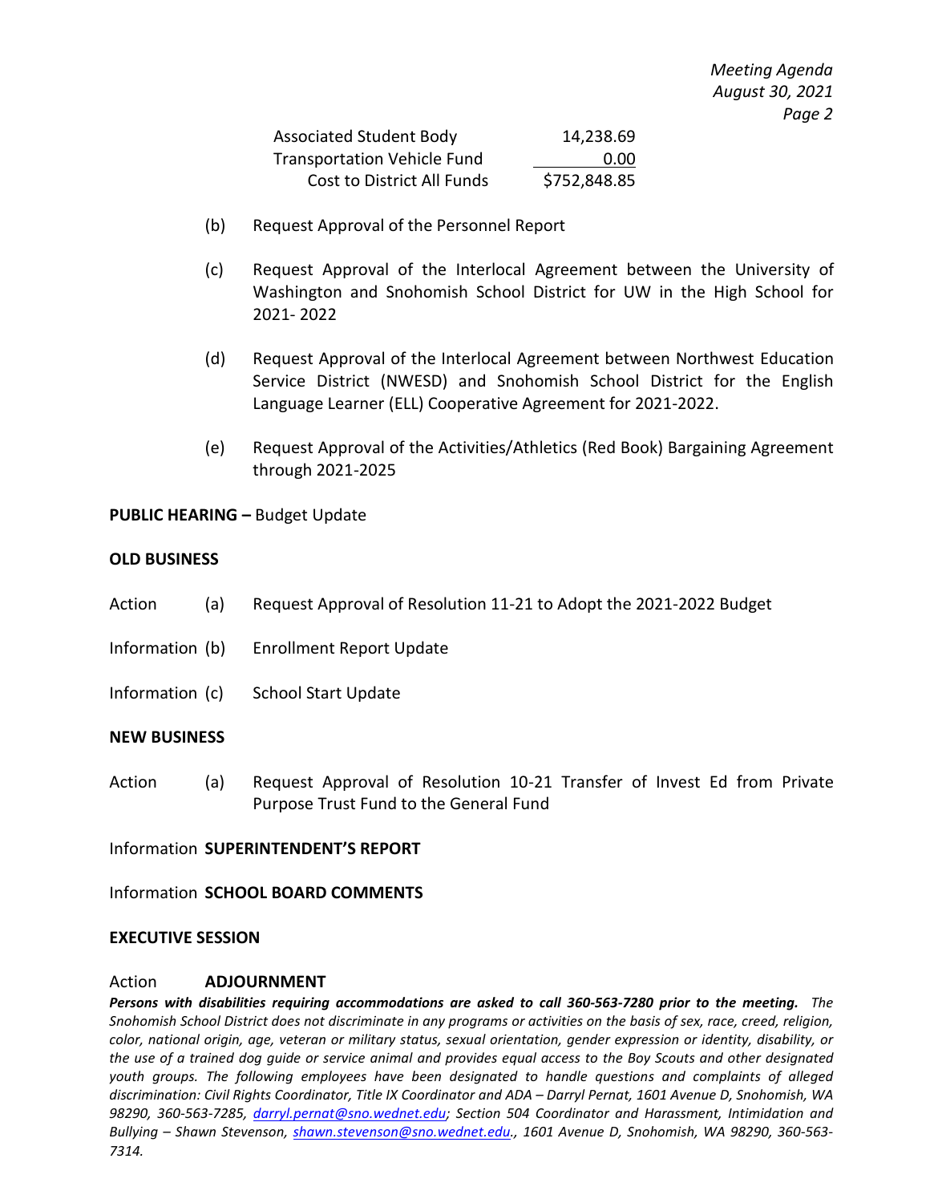| | |
|---|---|
| Associated Student Body | 14,238.69 |
| Transportation Vehicle Fund | 0.00 |
| Cost to District All Funds | $752,848.85 |

(b) Request Approval of the Personnel Report

(c) Request Approval of the Interlocal Agreement between the University of Washington and Snohomish School District for UW in the High School for 2021- 2022

(d) Request Approval of the Interlocal Agreement between Northwest Education Service District (NWESD) and Snohomish School District for the English Language Learner (ELL) Cooperative Agreement for 2021-2022.

(e) Request Approval of the Activities/Athletics (Red Book) Bargaining Agreement through 2021-2025

**PUBLIC HEARING –** Budget Update

**OLD BUSINESS**

Action (a) Request Approval of Resolution 11-21 to Adopt the 2021-2022 Budget

Information (b) Enrollment Report Update

Information (c) School Start Update

**NEW BUSINESS**

Action (a) Request Approval of Resolution 10-21 Transfer of Invest Ed from Private Purpose Trust Fund to the General Fund

Information **SUPERINTENDENT'S REPORT**

Information **SCHOOL BOARD COMMENTS**

**EXECUTIVE SESSION**

Action **ADJOURNMENT**

***Persons with disabilities requiring accommodations are asked to call 360-563-7280 prior to the meeting.*** *The Snohomish School District does not discriminate in any programs or activities on the basis of sex, race, creed, religion, color, national origin, age, veteran or military status, sexual orientation, gender expression or identity, disability, or the use of a trained dog guide or service animal and provides equal access to the Boy Scouts and other designated youth groups. The following employees have been designated to handle questions and complaints of alleged discrimination: Civil Rights Coordinator, Title IX Coordinator and ADA – Darryl Pernat, 1601 Avenue D, Snohomish, WA 98290, 360-563-7285, darryl.pernat@sno.wednet.edu; Section 504 Coordinator and Harassment, Intimidation and Bullying – Shawn Stevenson, shawn.stevenson@sno.wednet.edu., 1601 Avenue D, Snohomish, WA 98290, 360-563-7314.*